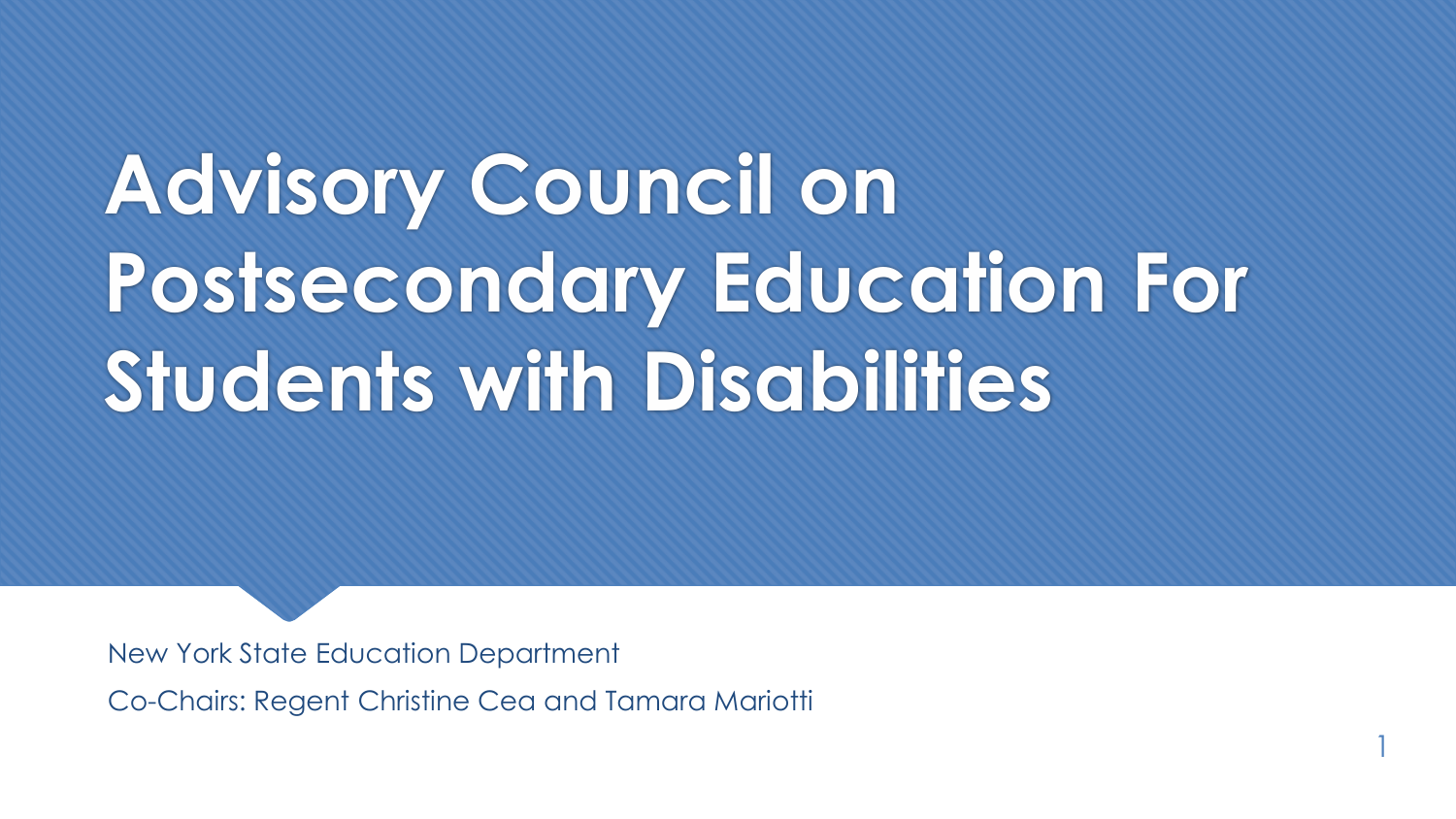# Advisory Council on Postsecondary Education For Students with Disabilities

New York State Education Department

Co-Chairs: Regent Christine Cea and Tamara Mariotti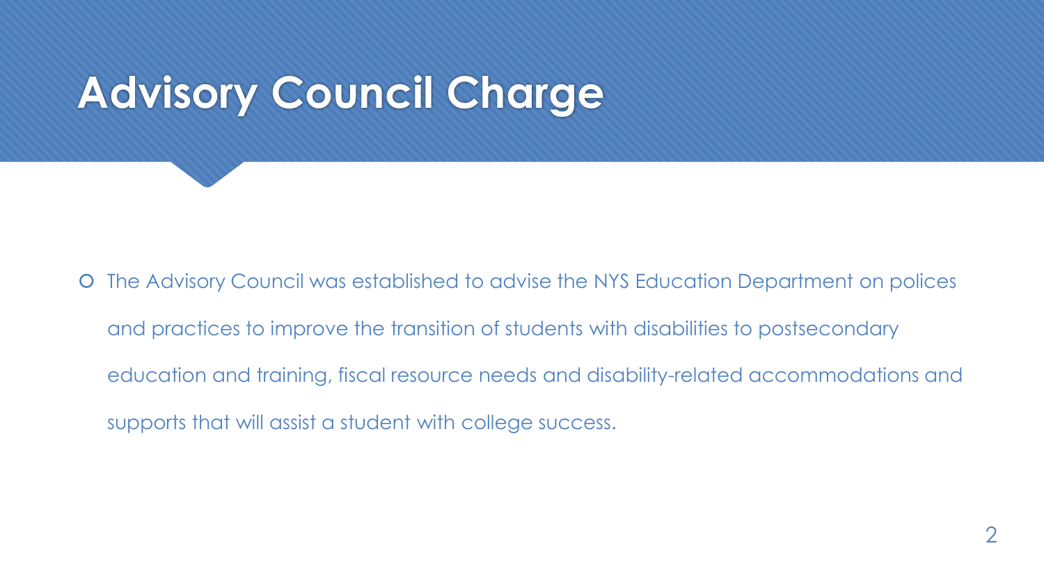# Advisory Council Charge

- The Advisory Council was established to advise the NYS Education Department on polices and practices to improve the transition of students with disabilities to postsecondary education and training, fiscal resource needs and disability-related accommodations and supports that will assist a student with college success.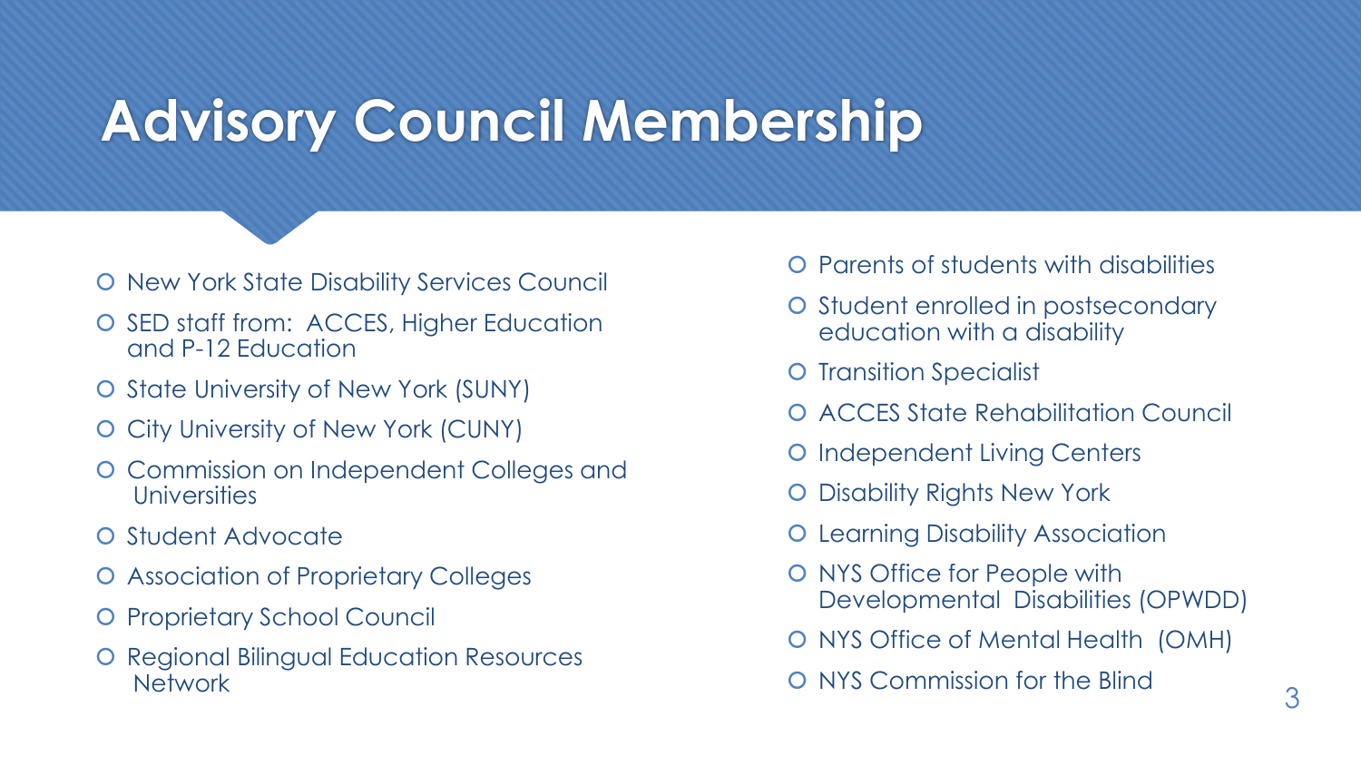# Advisory Council Membership

- New York State Disability Services Council
- SED staff from: ACCES, Higher Education and P-12 Education
- State University of New York (SUNY)
- City University of New York (CUNY)
- Commission on Independent Colleges and Universities
- Student Advocate
- Association of Proprietary Colleges
- Proprietary School Council
- Regional Bilingual Education Resources Network
- Parents of students with disabilities
- Student enrolled in postsecondary education with a disability
- Transition Specialist
- ACCES State Rehabilitation Council
- Independent Living Centers
- Disability Rights New York
- Learning Disability Association
- NYS Office for People with Developmental Disabilities (OPWDD)
- NYS Office of Mental Health (OMH)
- NYS Commission for the Blind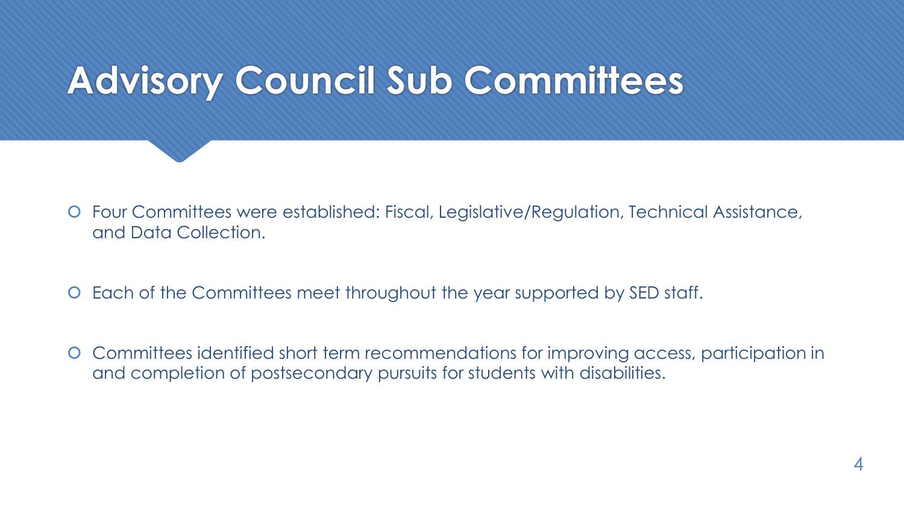# Advisory Council Sub Committees

- Four Committees were established: Fiscal, Legislative/Regulation, Technical Assistance, and Data Collection.
- Each of the Committees meet throughout the year supported by SED staff.
- Committees identified short term recommendations for improving access, participation in and completion of postsecondary pursuits for students with disabilities.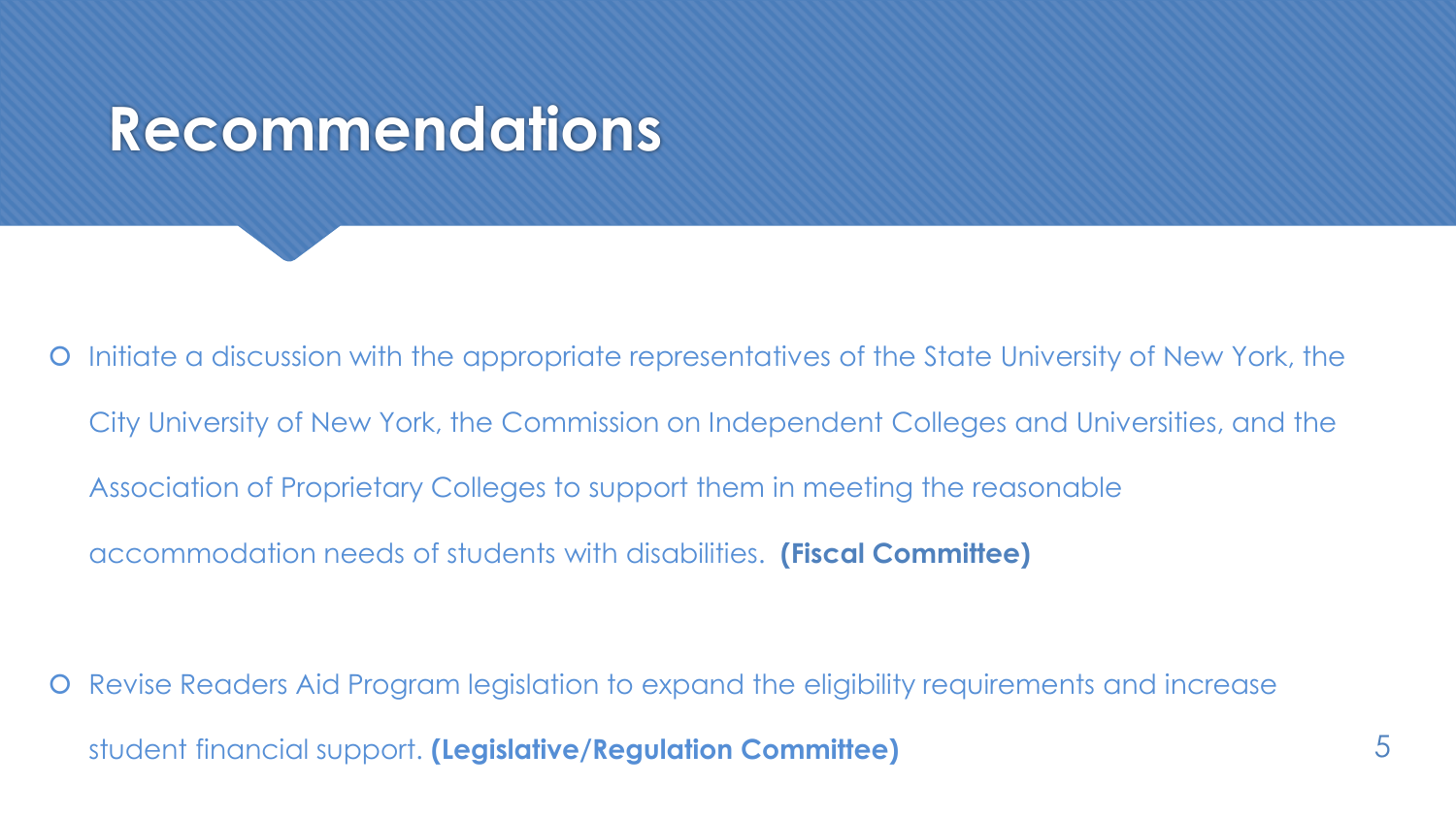# Recommendations

- Initiate a discussion with the appropriate representatives of the State University of New York, the City University of New York, the Commission on Independent Colleges and Universities, and the Association of Proprietary Colleges to support them in meeting the reasonable accommodation needs of students with disabilities. **(Fiscal Committee)**

- Revise Readers Aid Program legislation to expand the eligibility requirements and increase student financial support. **(Legislative/Regulation Committee)**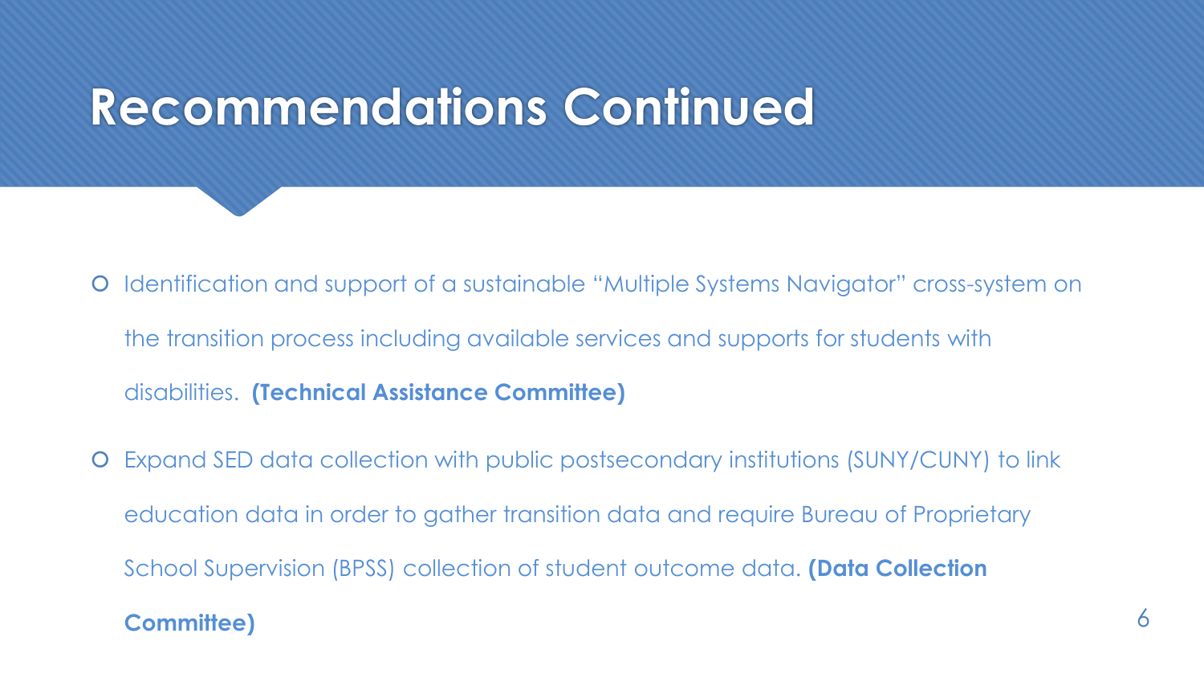# Recommendations Continued

- Identification and support of a sustainable "Multiple Systems Navigator" cross-system on the transition process including available services and supports for students with disabilities. **(Technical Assistance Committee)**
- Expand SED data collection with public postsecondary institutions (SUNY/CUNY) to link education data in order to gather transition data and require Bureau of Proprietary School Supervision (BPSS) collection of student outcome data. **(Data Collection Committee)**